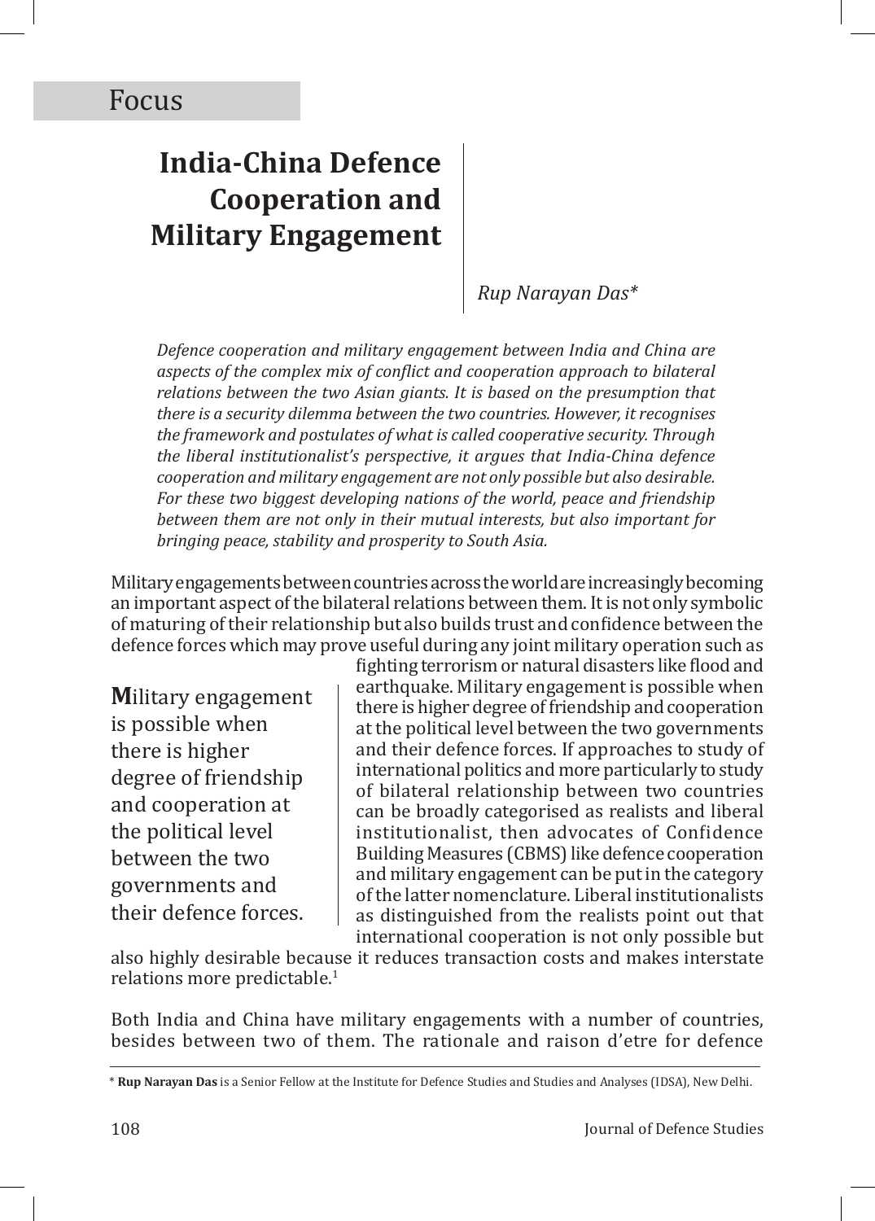Focus

# India-China Defence Cooperation and Military Engagement

*Rup Narayan Das**

*Defence cooperation and military engagement between India and China are aspects of the complex mix of conflict and cooperation approach to bilateral relations between the two Asian giants. It is based on the presumption that there is a security dilemma between the two countries. However, it recognises the framework and postulates of what is called cooperative security. Through the liberal institutionalist's perspective, it argues that India-China defence cooperation and military engagement are not only possible but also desirable. For these two biggest developing nations of the world, peace and friendship between them are not only in their mutual interests, but also important for bringing peace, stability and prosperity to South Asia.*

Military engagements between countries across the world are increasingly becoming an important aspect of the bilateral relations between them. It is not only symbolic of maturing of their relationship but also builds trust and confidence between the defence forces which may prove useful during any joint military operation such as fighting terrorism or natural disasters like flood and earthquake. Military engagement is possible when there is higher degree of friendship and cooperation at the political level between the two governments and their defence forces. If approaches to study of international politics and more particularly to study of bilateral relationship between two countries can be broadly categorised as realists and liberal institutionalist, then advocates of Confidence Building Measures (CBMS) like defence cooperation and military engagement can be put in the category of the latter nomenclature. Liberal institutionalists as distinguished from the realists point out that international cooperation is not only possible but also highly desirable because it reduces transaction costs and makes interstate relations more predictable.[1]

> **M**ilitary engagement is possible when there is higher degree of friendship and cooperation at the political level between the two governments and their defence forces.

Both India and China have military engagements with a number of countries, besides between two of them. The rationale and raison d'etre for defence

\* **Rup Narayan Das** is a Senior Fellow at the Institute for Defence Studies and Studies and Analyses (IDSA), New Delhi.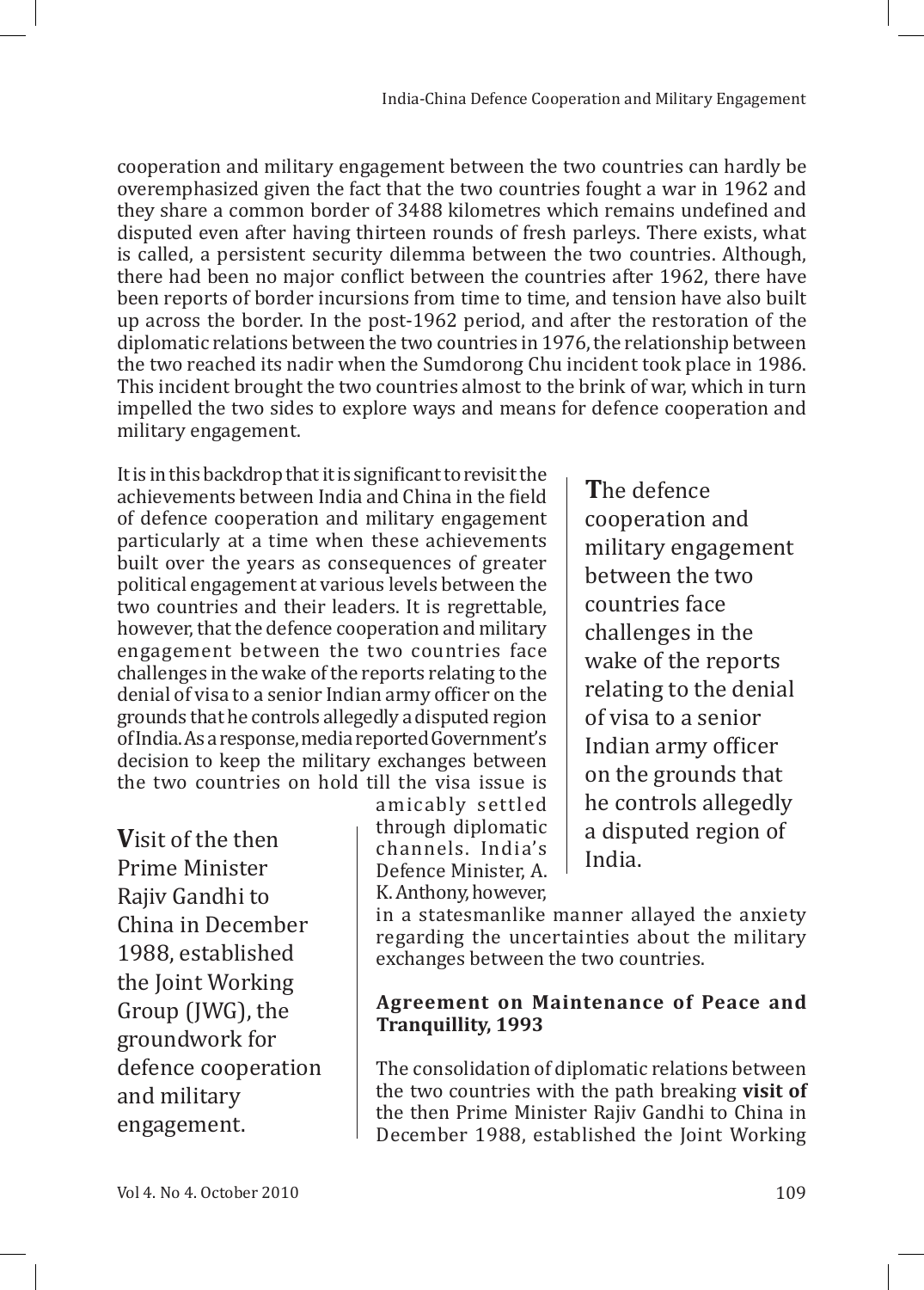cooperation and military engagement between the two countries can hardly be overemphasized given the fact that the two countries fought a war in 1962 and they share a common border of 3488 kilometres which remains undefined and disputed even after having thirteen rounds of fresh parleys. There exists, what is called, a persistent security dilemma between the two countries. Although, there had been no major conflict between the countries after 1962, there have been reports of border incursions from time to time, and tension have also built up across the border. In the post-1962 period, and after the restoration of the diplomatic relations between the two countries in 1976, the relationship between the two reached its nadir when the Sumdorong Chu incident took place in 1986. This incident brought the two countries almost to the brink of war, which in turn impelled the two sides to explore ways and means for defence cooperation and military engagement.

It is in this backdrop that it is significant to revisit the achievements between India and China in the field of defence cooperation and military engagement particularly at a time when these achievements built over the years as consequences of greater political engagement at various levels between the two countries and their leaders. It is regrettable, however, that the defence cooperation and military engagement between the two countries face challenges in the wake of the reports relating to the denial of visa to a senior Indian army officer on the grounds that he controls allegedly a disputed region of India. As a response, media reported Government's decision to keep the military exchanges between the two countries on hold till the visa issue is amicably settled through diplomatic channels. India's Defence Minister, A. K. Anthony, however, in a statesmanlike manner allayed the anxiety regarding the uncertainties about the military exchanges between the two countries.

> **T**he defence cooperation and military engagement between the two countries face challenges in the wake of the reports relating to the denial of visa to a senior Indian army officer on the grounds that he controls allegedly a disputed region of India.

> **V**isit of the then Prime Minister Rajiv Gandhi to China in December 1988, established the Joint Working Group (JWG), the groundwork for defence cooperation and military engagement.

**Agreement on Maintenance of Peace and Tranquillity, 1993**

The consolidation of diplomatic relations between the two countries with the path breaking **visit of** the then Prime Minister Rajiv Gandhi to China in December 1988, established the Joint Working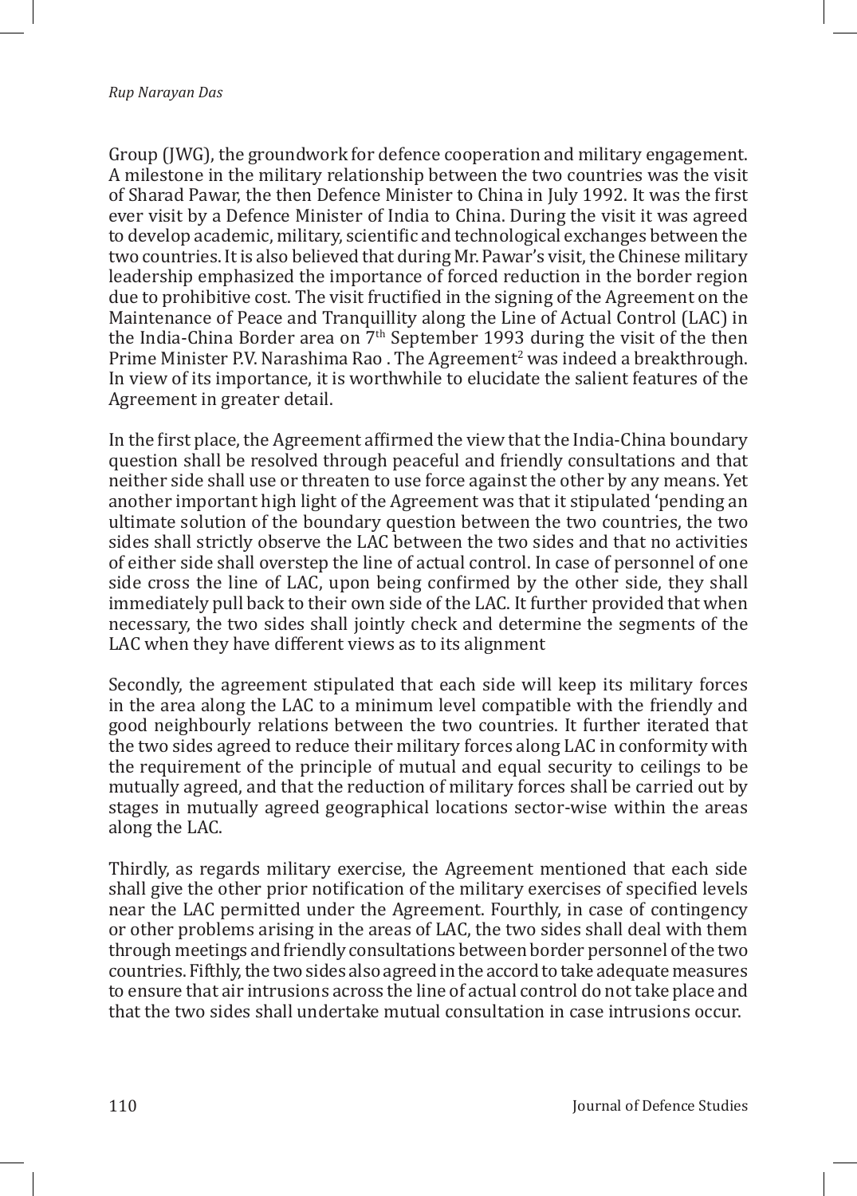Group (JWG), the groundwork for defence cooperation and military engagement. A milestone in the military relationship between the two countries was the visit of Sharad Pawar, the then Defence Minister to China in July 1992. It was the first ever visit by a Defence Minister of India to China. During the visit it was agreed to develop academic, military, scientific and technological exchanges between the two countries. It is also believed that during Mr. Pawar's visit, the Chinese military leadership emphasized the importance of forced reduction in the border region due to prohibitive cost. The visit fructified in the signing of the Agreement on the Maintenance of Peace and Tranquillity along the Line of Actual Control (LAC) in the India-China Border area on 7th September 1993 during the visit of the then Prime Minister P.V. Narashima Rao . The Agreement[2] was indeed a breakthrough. In view of its importance, it is worthwhile to elucidate the salient features of the Agreement in greater detail.

In the first place, the Agreement affirmed the view that the India-China boundary question shall be resolved through peaceful and friendly consultations and that neither side shall use or threaten to use force against the other by any means. Yet another important high light of the Agreement was that it stipulated 'pending an ultimate solution of the boundary question between the two countries, the two sides shall strictly observe the LAC between the two sides and that no activities of either side shall overstep the line of actual control. In case of personnel of one side cross the line of LAC, upon being confirmed by the other side, they shall immediately pull back to their own side of the LAC. It further provided that when necessary, the two sides shall jointly check and determine the segments of the LAC when they have different views as to its alignment

Secondly, the agreement stipulated that each side will keep its military forces in the area along the LAC to a minimum level compatible with the friendly and good neighbourly relations between the two countries. It further iterated that the two sides agreed to reduce their military forces along LAC in conformity with the requirement of the principle of mutual and equal security to ceilings to be mutually agreed, and that the reduction of military forces shall be carried out by stages in mutually agreed geographical locations sector-wise within the areas along the LAC.

Thirdly, as regards military exercise, the Agreement mentioned that each side shall give the other prior notification of the military exercises of specified levels near the LAC permitted under the Agreement. Fourthly, in case of contingency or other problems arising in the areas of LAC, the two sides shall deal with them through meetings and friendly consultations between border personnel of the two countries. Fifthly, the two sides also agreed in the accord to take adequate measures to ensure that air intrusions across the line of actual control do not take place and that the two sides shall undertake mutual consultation in case intrusions occur.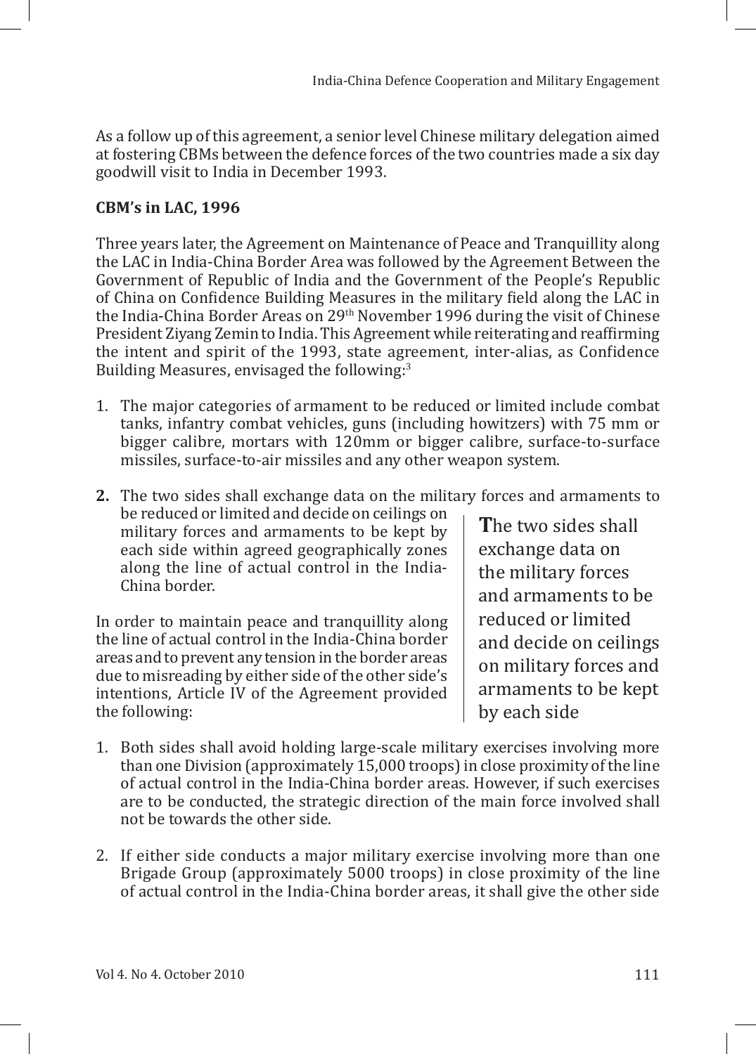As a follow up of this agreement, a senior level Chinese military delegation aimed at fostering CBMs between the defence forces of the two countries made a six day goodwill visit to India in December 1993.

**CBM's in LAC, 1996**

Three years later, the Agreement on Maintenance of Peace and Tranquillity along the LAC in India-China Border Area was followed by the Agreement Between the Government of Republic of India and the Government of the People's Republic of China on Confidence Building Measures in the military field along the LAC in the India-China Border Areas on 29th November 1996 during the visit of Chinese President Ziyang Zemin to India. This Agreement while reiterating and reaffirming the intent and spirit of the 1993, state agreement, inter-alias, as Confidence Building Measures, envisaged the following:[3]

1. The major categories of armament to be reduced or limited include combat tanks, infantry combat vehicles, guns (including howitzers) with 75 mm or bigger calibre, mortars with 120mm or bigger calibre, surface-to-surface missiles, surface-to-air missiles and any other weapon system.
2. The two sides shall exchange data on the military forces and armaments to be reduced or limited and decide on ceilings on military forces and armaments to be kept by each side within agreed geographically zones along the line of actual control in the India-China border.

In order to maintain peace and tranquillity along the line of actual control in the India-China border areas and to prevent any tension in the border areas due to misreading by either side of the other side's intentions, Article IV of the Agreement provided the following:

1. Both sides shall avoid holding large-scale military exercises involving more than one Division (approximately 15,000 troops) in close proximity of the line of actual control in the India-China border areas. However, if such exercises are to be conducted, the strategic direction of the main force involved shall not be towards the other side.
2. If either side conducts a major military exercise involving more than one Brigade Group (approximately 5000 troops) in close proximity of the line of actual control in the India-China border areas, it shall give the other side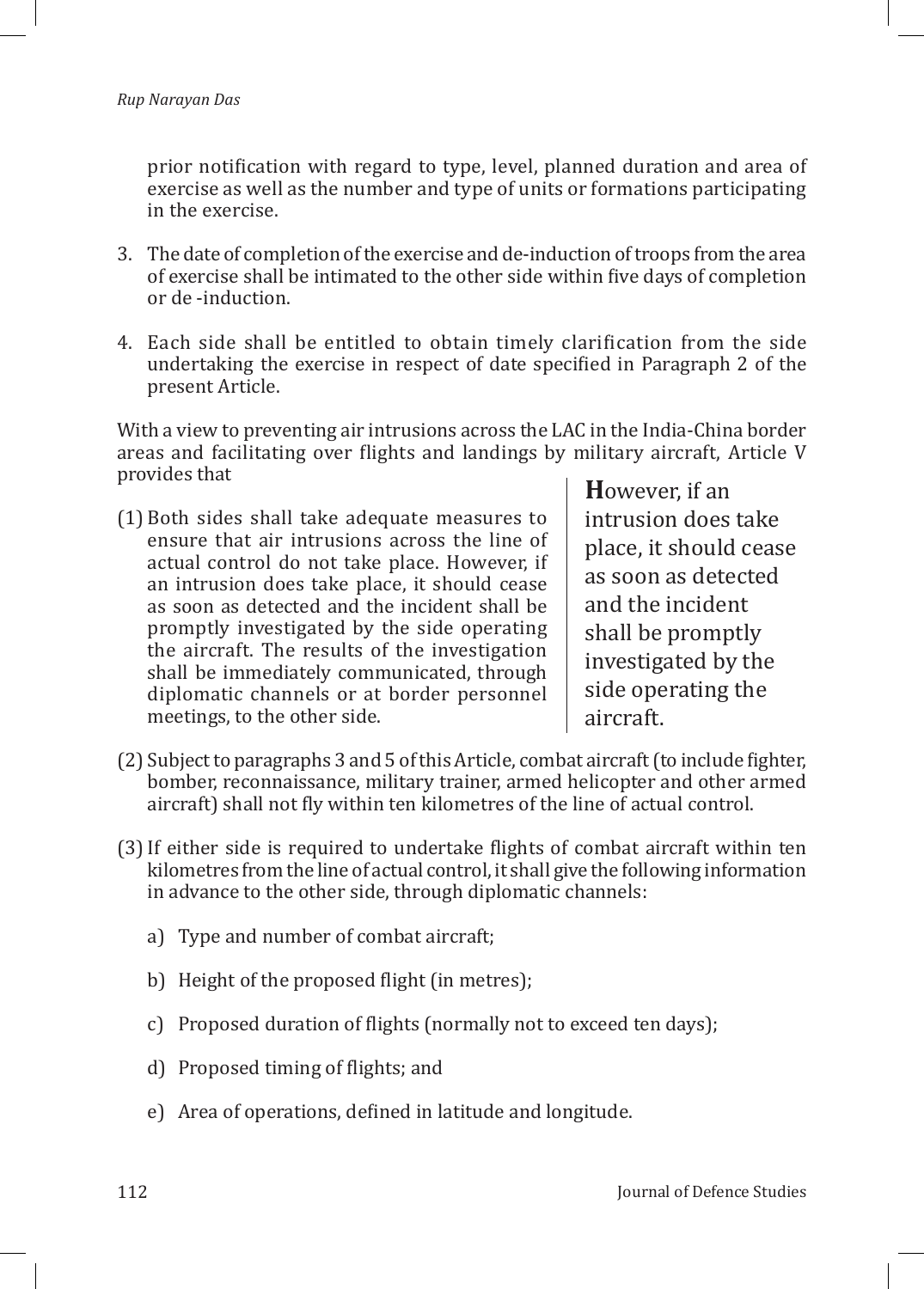prior notification with regard to type, level, planned duration and area of exercise as well as the number and type of units or formations participating in the exercise.

3. The date of completion of the exercise and de-induction of troops from the area of exercise shall be intimated to the other side within five days of completion or de -induction.

4. Each side shall be entitled to obtain timely clarification from the side undertaking the exercise in respect of date specified in Paragraph 2 of the present Article.

With a view to preventing air intrusions across the LAC in the India-China border areas and facilitating over flights and landings by military aircraft, Article V provides that

(1) Both sides shall take adequate measures to ensure that air intrusions across the line of actual control do not take place. However, if an intrusion does take place, it should cease as soon as detected and the incident shall be promptly investigated by the side operating the aircraft. The results of the investigation shall be immediately communicated, through diplomatic channels or at border personnel meetings, to the other side.

> **H**owever, if an intrusion does take place, it should cease as soon as detected and the incident shall be promptly investigated by the side operating the aircraft.

(2) Subject to paragraphs 3 and 5 of this Article, combat aircraft (to include fighter, bomber, reconnaissance, military trainer, armed helicopter and other armed aircraft) shall not fly within ten kilometres of the line of actual control.

(3) If either side is required to undertake flights of combat aircraft within ten kilometres from the line of actual control, it shall give the following information in advance to the other side, through diplomatic channels:

   a) Type and number of combat aircraft;

   b) Height of the proposed flight (in metres);

   c) Proposed duration of flights (normally not to exceed ten days);

   d) Proposed timing of flights; and

   e) Area of operations, defined in latitude and longitude.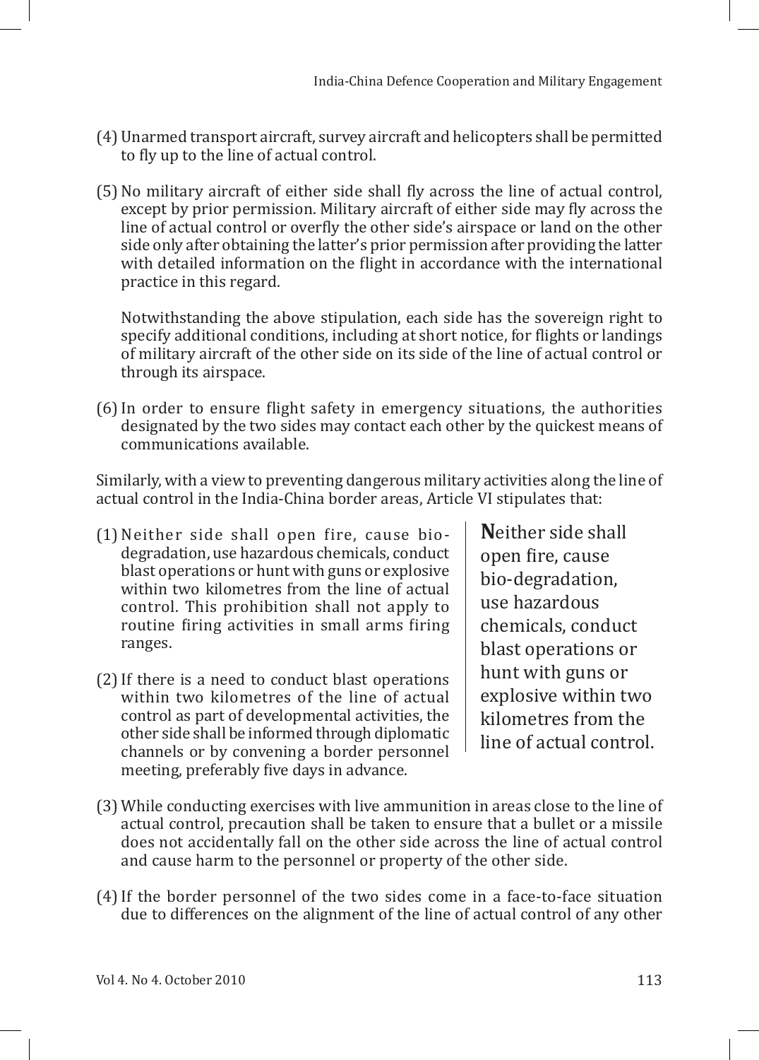(4) Unarmed transport aircraft, survey aircraft and helicopters shall be permitted to fly up to the line of actual control.

(5) No military aircraft of either side shall fly across the line of actual control, except by prior permission. Military aircraft of either side may fly across the line of actual control or overfly the other side's airspace or land on the other side only after obtaining the latter's prior permission after providing the latter with detailed information on the flight in accordance with the international practice in this regard.

Notwithstanding the above stipulation, each side has the sovereign right to specify additional conditions, including at short notice, for flights or landings of military aircraft of the other side on its side of the line of actual control or through its airspace.

(6) In order to ensure flight safety in emergency situations, the authorities designated by the two sides may contact each other by the quickest means of communications available.

Similarly, with a view to preventing dangerous military activities along the line of actual control in the India-China border areas, Article VI stipulates that:

(1) Neither side shall open fire, cause bio-degradation, use hazardous chemicals, conduct blast operations or hunt with guns or explosive within two kilometres from the line of actual control. This prohibition shall not apply to routine firing activities in small arms firing ranges.

(2) If there is a need to conduct blast operations within two kilometres of the line of actual control as part of developmental activities, the other side shall be informed through diplomatic channels or by convening a border personnel meeting, preferably five days in advance.

> Neither side shall open fire, cause bio-degradation, use hazardous chemicals, conduct blast operations or hunt with guns or explosive within two kilometres from the line of actual control.

(3) While conducting exercises with live ammunition in areas close to the line of actual control, precaution shall be taken to ensure that a bullet or a missile does not accidentally fall on the other side across the line of actual control and cause harm to the personnel or property of the other side.

(4) If the border personnel of the two sides come in a face-to-face situation due to differences on the alignment of the line of actual control of any other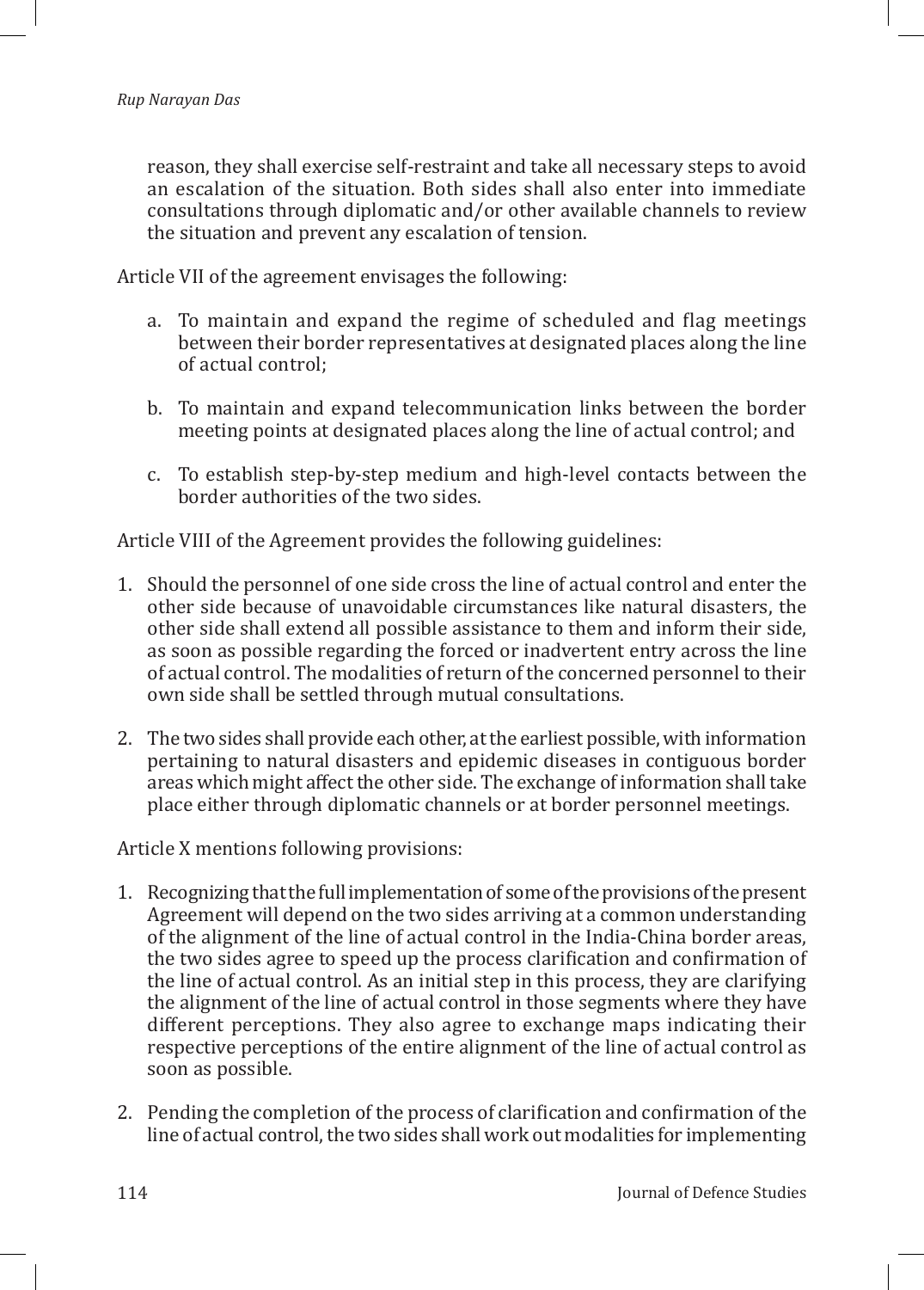reason, they shall exercise self-restraint and take all necessary steps to avoid an escalation of the situation. Both sides shall also enter into immediate consultations through diplomatic and/or other available channels to review the situation and prevent any escalation of tension.

Article VII of the agreement envisages the following:

a. To maintain and expand the regime of scheduled and flag meetings between their border representatives at designated places along the line of actual control;

b. To maintain and expand telecommunication links between the border meeting points at designated places along the line of actual control; and

c. To establish step-by-step medium and high-level contacts between the border authorities of the two sides.

Article VIII of the Agreement provides the following guidelines:

1. Should the personnel of one side cross the line of actual control and enter the other side because of unavoidable circumstances like natural disasters, the other side shall extend all possible assistance to them and inform their side, as soon as possible regarding the forced or inadvertent entry across the line of actual control. The modalities of return of the concerned personnel to their own side shall be settled through mutual consultations.

2. The two sides shall provide each other, at the earliest possible, with information pertaining to natural disasters and epidemic diseases in contiguous border areas which might affect the other side. The exchange of information shall take place either through diplomatic channels or at border personnel meetings.

Article X mentions following provisions:

1. Recognizing that the full implementation of some of the provisions of the present Agreement will depend on the two sides arriving at a common understanding of the alignment of the line of actual control in the India-China border areas, the two sides agree to speed up the process clarification and confirmation of the line of actual control. As an initial step in this process, they are clarifying the alignment of the line of actual control in those segments where they have different perceptions. They also agree to exchange maps indicating their respective perceptions of the entire alignment of the line of actual control as soon as possible.

2. Pending the completion of the process of clarification and confirmation of the line of actual control, the two sides shall work out modalities for implementing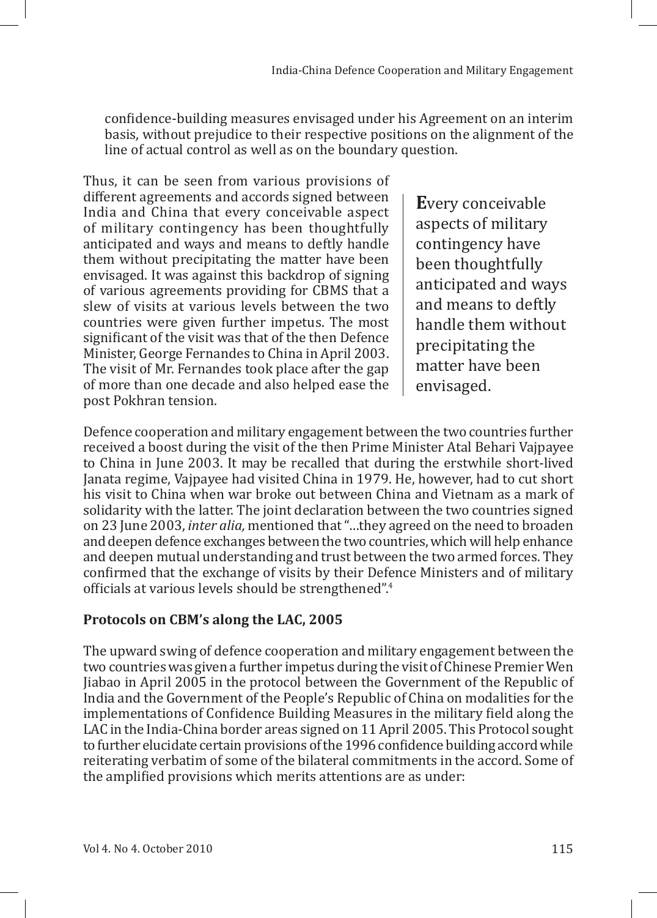confidence-building measures envisaged under his Agreement on an interim basis, without prejudice to their respective positions on the alignment of the line of actual control as well as on the boundary question.

Thus, it can be seen from various provisions of different agreements and accords signed between India and China that every conceivable aspect of military contingency has been thoughtfully anticipated and ways and means to deftly handle them without precipitating the matter have been envisaged. It was against this backdrop of signing of various agreements providing for CBMS that a slew of visits at various levels between the two countries were given further impetus. The most significant of the visit was that of the then Defence Minister, George Fernandes to China in April 2003. The visit of Mr. Fernandes took place after the gap of more than one decade and also helped ease the post Pokhran tension.

> **E**very conceivable aspects of military contingency have been thoughtfully anticipated and ways and means to deftly handle them without precipitating the matter have been envisaged.

Defence cooperation and military engagement between the two countries further received a boost during the visit of the then Prime Minister Atal Behari Vajpayee to China in June 2003. It may be recalled that during the erstwhile short-lived Janata regime, Vajpayee had visited China in 1979. He, however, had to cut short his visit to China when war broke out between China and Vietnam as a mark of solidarity with the latter. The joint declaration between the two countries signed on 23 June 2003, *inter alia,* mentioned that "…they agreed on the need to broaden and deepen defence exchanges between the two countries, which will help enhance and deepen mutual understanding and trust between the two armed forces. They confirmed that the exchange of visits by their Defence Ministers and of military officials at various levels should be strengthened".[4]

**Protocols on CBM's along the LAC, 2005**

The upward swing of defence cooperation and military engagement between the two countries was given a further impetus during the visit of Chinese Premier Wen Jiabao in April 2005 in the protocol between the Government of the Republic of India and the Government of the People's Republic of China on modalities for the implementations of Confidence Building Measures in the military field along the LAC in the India-China border areas signed on 11 April 2005. This Protocol sought to further elucidate certain provisions of the 1996 confidence building accord while reiterating verbatim of some of the bilateral commitments in the accord. Some of the amplified provisions which merits attentions are as under: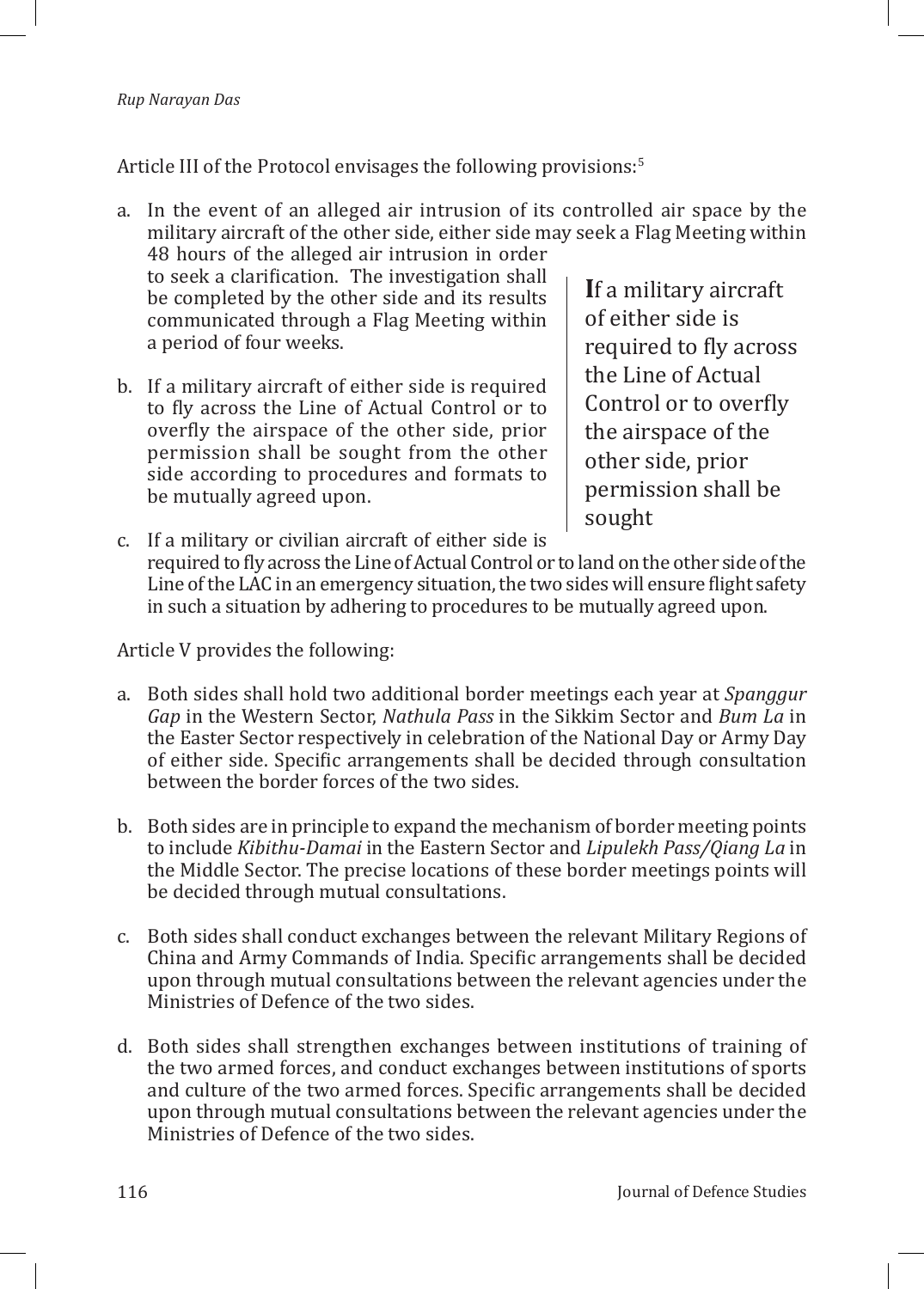Article III of the Protocol envisages the following provisions:[5]

a. In the event of an alleged air intrusion of its controlled air space by the military aircraft of the other side, either side may seek a Flag Meeting within 48 hours of the alleged air intrusion in order to seek a clarification. The investigation shall be completed by the other side and its results communicated through a Flag Meeting within a period of four weeks.

b. If a military aircraft of either side is required to fly across the Line of Actual Control or to overfly the airspace of the other side, prior permission shall be sought from the other side according to procedures and formats to be mutually agreed upon.

> **I**f a military aircraft of either side is required to fly across the Line of Actual Control or to overfly the airspace of the other side, prior permission shall be sought

c. If a military or civilian aircraft of either side is required to fly across the Line of Actual Control or to land on the other side of the Line of the LAC in an emergency situation, the two sides will ensure flight safety in such a situation by adhering to procedures to be mutually agreed upon.

Article V provides the following:

a. Both sides shall hold two additional border meetings each year at *Spanggur Gap* in the Western Sector, *Nathula Pass* in the Sikkim Sector and *Bum La* in the Easter Sector respectively in celebration of the National Day or Army Day of either side. Specific arrangements shall be decided through consultation between the border forces of the two sides.

b. Both sides are in principle to expand the mechanism of border meeting points to include *Kibithu-Damai* in the Eastern Sector and *Lipulekh Pass/Qiang La* in the Middle Sector. The precise locations of these border meetings points will be decided through mutual consultations.

c. Both sides shall conduct exchanges between the relevant Military Regions of China and Army Commands of India. Specific arrangements shall be decided upon through mutual consultations between the relevant agencies under the Ministries of Defence of the two sides.

d. Both sides shall strengthen exchanges between institutions of training of the two armed forces, and conduct exchanges between institutions of sports and culture of the two armed forces. Specific arrangements shall be decided upon through mutual consultations between the relevant agencies under the Ministries of Defence of the two sides.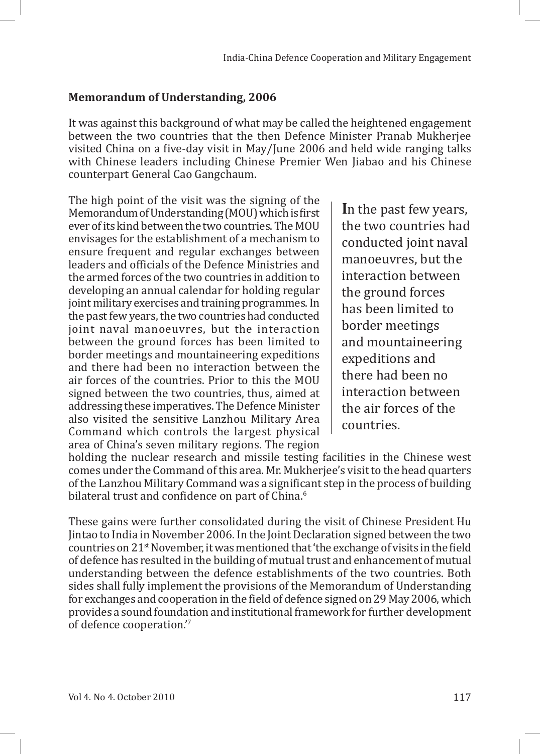## Memorandum of Understanding, 2006

It was against this background of what may be called the heightened engagement between the two countries that the then Defence Minister Pranab Mukherjee visited China on a five-day visit in May/June 2006 and held wide ranging talks with Chinese leaders including Chinese Premier Wen Jiabao and his Chinese counterpart General Cao Gangchaum.

The high point of the visit was the signing of the Memorandum of Understanding (MOU) which is first ever of its kind between the two countries. The MOU envisages for the establishment of a mechanism to ensure frequent and regular exchanges between leaders and officials of the Defence Ministries and the armed forces of the two countries in addition to developing an annual calendar for holding regular joint military exercises and training programmes. In the past few years, the two countries had conducted joint naval manoeuvres, but the interaction between the ground forces has been limited to border meetings and mountaineering expeditions and there had been no interaction between the air forces of the countries. Prior to this the MOU signed between the two countries, thus, aimed at addressing these imperatives. The Defence Minister also visited the sensitive Lanzhou Military Area Command which controls the largest physical area of China's seven military regions. The region holding the nuclear research and missile testing facilities in the Chinese west comes under the Command of this area. Mr. Mukherjee's visit to the head quarters of the Lanzhou Military Command was a significant step in the process of building bilateral trust and confidence on part of China.[6]

> **I**n the past few years, the two countries had conducted joint naval manoeuvres, but the interaction between the ground forces has been limited to border meetings and mountaineering expeditions and there had been no interaction between the air forces of the countries.

These gains were further consolidated during the visit of Chinese President Hu Jintao to India in November 2006. In the Joint Declaration signed between the two countries on 21st November, it was mentioned that 'the exchange of visits in the field of defence has resulted in the building of mutual trust and enhancement of mutual understanding between the defence establishments of the two countries. Both sides shall fully implement the provisions of the Memorandum of Understanding for exchanges and cooperation in the field of defence signed on 29 May 2006, which provides a sound foundation and institutional framework for further development of defence cooperation.'[7]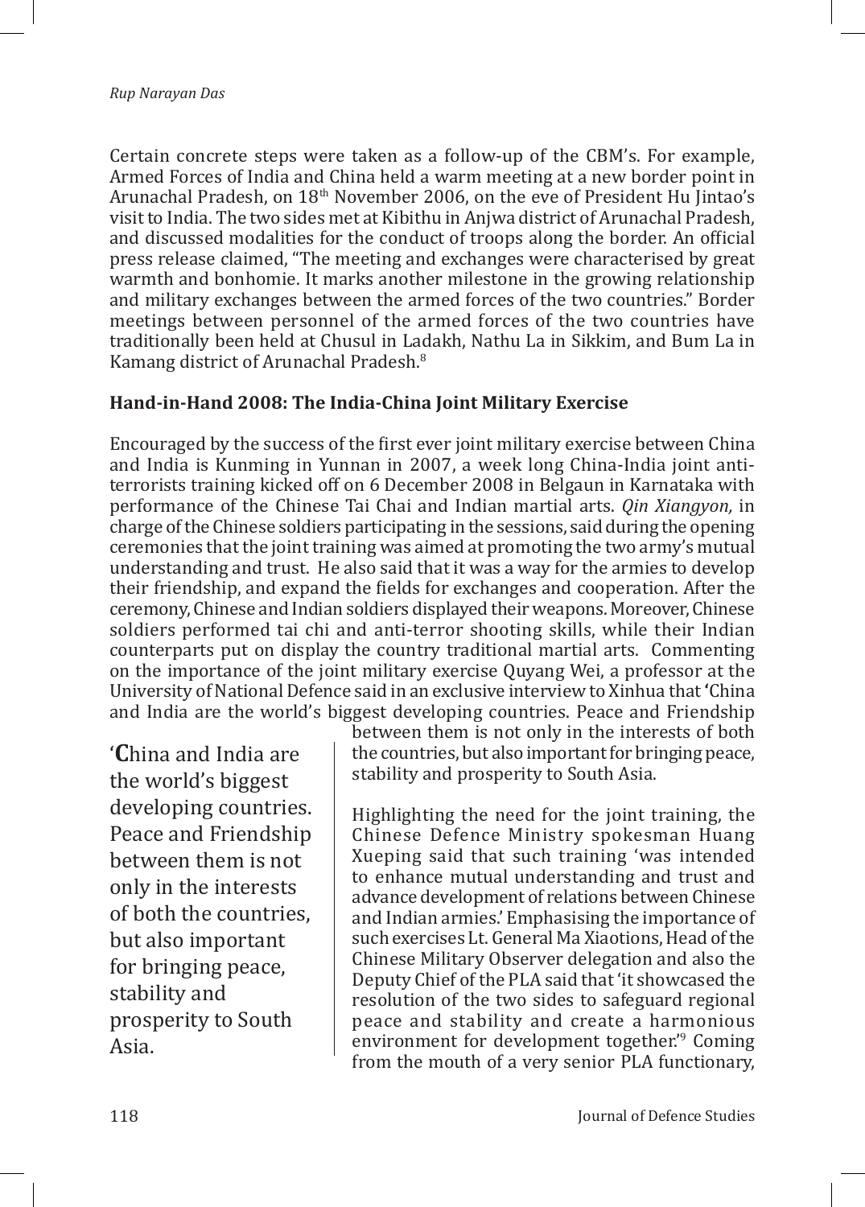Certain concrete steps were taken as a follow-up of the CBM's. For example, Armed Forces of India and China held a warm meeting at a new border point in Arunachal Pradesh, on 18th November 2006, on the eve of President Hu Jintao's visit to India. The two sides met at Kibithu in Anjwa district of Arunachal Pradesh, and discussed modalities for the conduct of troops along the border. An official press release claimed, "The meeting and exchanges were characterised by great warmth and bonhomie. It marks another milestone in the growing relationship and military exchanges between the armed forces of the two countries." Border meetings between personnel of the armed forces of the two countries have traditionally been held at Chusul in Ladakh, Nathu La in Sikkim, and Bum La in Kamang district of Arunachal Pradesh.[8]

**Hand-in-Hand 2008: The India-China Joint Military Exercise**

Encouraged by the success of the first ever joint military exercise between China and India is Kunming in Yunnan in 2007, a week long China-India joint anti-terrorists training kicked off on 6 December 2008 in Belgaun in Karnataka with performance of the Chinese Tai Chai and Indian martial arts. *Qin Xiangyon,* in charge of the Chinese soldiers participating in the sessions, said during the opening ceremonies that the joint training was aimed at promoting the two army's mutual understanding and trust. He also said that it was a way for the armies to develop their friendship, and expand the fields for exchanges and cooperation. After the ceremony, Chinese and Indian soldiers displayed their weapons. Moreover, Chinese soldiers performed tai chi and anti-terror shooting skills, while their Indian counterparts put on display the country traditional martial arts. Commenting on the importance of the joint military exercise Quyang Wei, a professor at the University of National Defence said in an exclusive interview to Xinhua that 'China and India are the world's biggest developing countries. Peace and Friendship between them is not only in the interests of both the countries, but also important for bringing peace, stability and prosperity to South Asia.

> 'China and India are the world's biggest developing countries. Peace and Friendship between them is not only in the interests of both the countries, but also important for bringing peace, stability and prosperity to South Asia.

Highlighting the need for the joint training, the Chinese Defence Ministry spokesman Huang Xueping said that such training 'was intended to enhance mutual understanding and trust and advance development of relations between Chinese and Indian armies.' Emphasising the importance of such exercises Lt. General Ma Xiaotions, Head of the Chinese Military Observer delegation and also the Deputy Chief of the PLA said that 'it showcased the resolution of the two sides to safeguard regional peace and stability and create a harmonious environment for development together.'[9] Coming from the mouth of a very senior PLA functionary,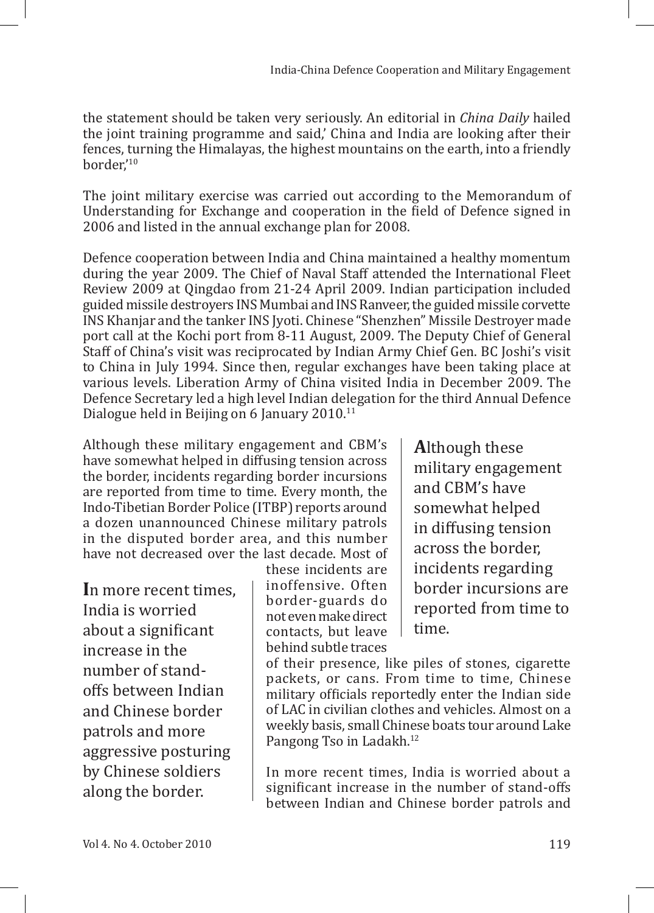the statement should be taken very seriously. An editorial in *China Daily* hailed the joint training programme and said,' China and India are looking after their fences, turning the Himalayas, the highest mountains on the earth, into a friendly border,'[10]

The joint military exercise was carried out according to the Memorandum of Understanding for Exchange and cooperation in the field of Defence signed in 2006 and listed in the annual exchange plan for 2008.

Defence cooperation between India and China maintained a healthy momentum during the year 2009. The Chief of Naval Staff attended the International Fleet Review 2009 at Qingdao from 21-24 April 2009. Indian participation included guided missile destroyers INS Mumbai and INS Ranveer, the guided missile corvette INS Khanjar and the tanker INS Jyoti. Chinese "Shenzhen" Missile Destroyer made port call at the Kochi port from 8-11 August, 2009. The Deputy Chief of General Staff of China's visit was reciprocated by Indian Army Chief Gen. BC Joshi's visit to China in July 1994. Since then, regular exchanges have been taking place at various levels. Liberation Army of China visited India in December 2009. The Defence Secretary led a high level Indian delegation for the third Annual Defence Dialogue held in Beijing on 6 January 2010.[11]

Although these military engagement and CBM's have somewhat helped in diffusing tension across the border, incidents regarding border incursions are reported from time to time. Every month, the Indo-Tibetian Border Police (ITBP) reports around a dozen unannounced Chinese military patrols in the disputed border area, and this number have not decreased over the last decade. Most of these incidents are inoffensive. Often border-guards do not even make direct contacts, but leave behind subtle traces of their presence, like piles of stones, cigarette packets, or cans. From time to time, Chinese military officials reportedly enter the Indian side of LAC in civilian clothes and vehicles. Almost on a weekly basis, small Chinese boats tour around Lake Pangong Tso in Ladakh.[12]

> **A**lthough these military engagement and CBM's have somewhat helped in diffusing tension across the border, incidents regarding border incursions are reported from time to time.

> **I**n more recent times, India is worried about a significant increase in the number of stand-offs between Indian and Chinese border patrols and more aggressive posturing by Chinese soldiers along the border.

In more recent times, India is worried about a significant increase in the number of stand-offs between Indian and Chinese border patrols and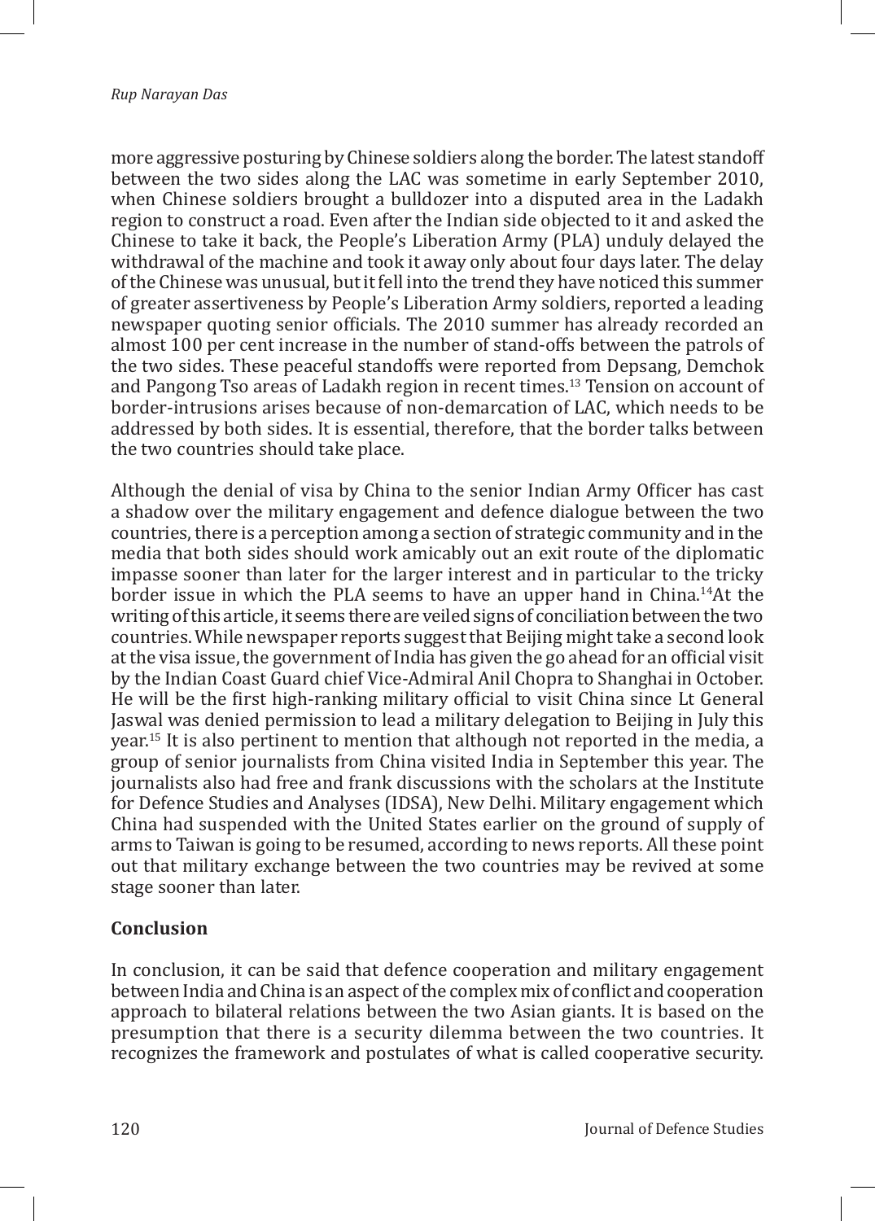more aggressive posturing by Chinese soldiers along the border. The latest standoff between the two sides along the LAC was sometime in early September 2010, when Chinese soldiers brought a bulldozer into a disputed area in the Ladakh region to construct a road. Even after the Indian side objected to it and asked the Chinese to take it back, the People's Liberation Army (PLA) unduly delayed the withdrawal of the machine and took it away only about four days later. The delay of the Chinese was unusual, but it fell into the trend they have noticed this summer of greater assertiveness by People's Liberation Army soldiers, reported a leading newspaper quoting senior officials. The 2010 summer has already recorded an almost 100 per cent increase in the number of stand-offs between the patrols of the two sides. These peaceful standoffs were reported from Depsang, Demchok and Pangong Tso areas of Ladakh region in recent times.[13] Tension on account of border-intrusions arises because of non-demarcation of LAC, which needs to be addressed by both sides. It is essential, therefore, that the border talks between the two countries should take place.

Although the denial of visa by China to the senior Indian Army Officer has cast a shadow over the military engagement and defence dialogue between the two countries, there is a perception among a section of strategic community and in the media that both sides should work amicably out an exit route of the diplomatic impasse sooner than later for the larger interest and in particular to the tricky border issue in which the PLA seems to have an upper hand in China.[14] At the writing of this article, it seems there are veiled signs of conciliation between the two countries. While newspaper reports suggest that Beijing might take a second look at the visa issue, the government of India has given the go ahead for an official visit by the Indian Coast Guard chief Vice-Admiral Anil Chopra to Shanghai in October. He will be the first high-ranking military official to visit China since Lt General Jaswal was denied permission to lead a military delegation to Beijing in July this year.[15] It is also pertinent to mention that although not reported in the media, a group of senior journalists from China visited India in September this year. The journalists also had free and frank discussions with the scholars at the Institute for Defence Studies and Analyses (IDSA), New Delhi. Military engagement which China had suspended with the United States earlier on the ground of supply of arms to Taiwan is going to be resumed, according to news reports. All these point out that military exchange between the two countries may be revived at some stage sooner than later.

## Conclusion

In conclusion, it can be said that defence cooperation and military engagement between India and China is an aspect of the complex mix of conflict and cooperation approach to bilateral relations between the two Asian giants. It is based on the presumption that there is a security dilemma between the two countries. It recognizes the framework and postulates of what is called cooperative security.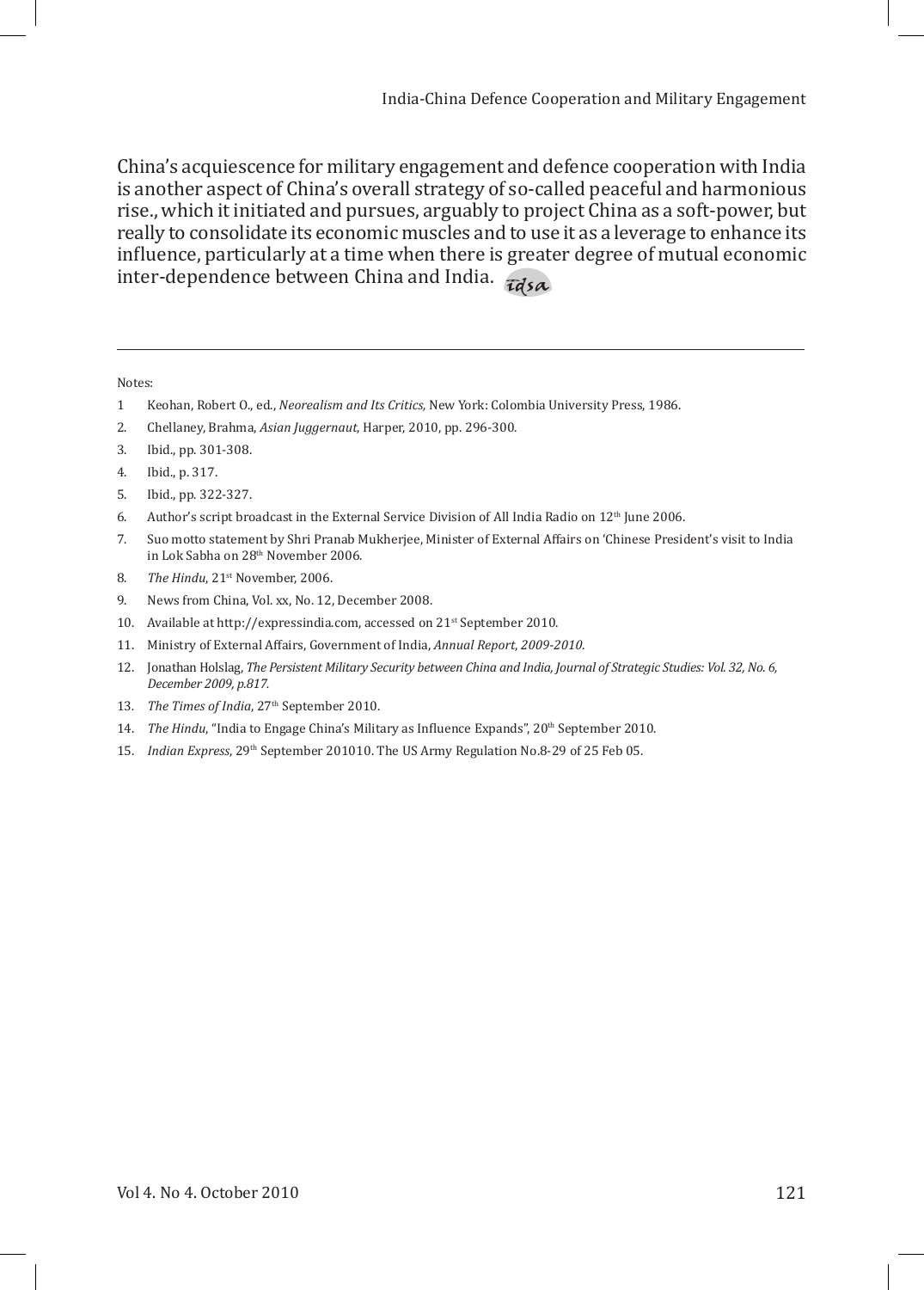China's acquiescence for military engagement and defence cooperation with India is another aspect of China's overall strategy of so-called peaceful and harmonious rise., which it initiated and pursues, arguably to project China as a soft-power, but really to consolidate its economic muscles and to use it as a leverage to enhance its influence, particularly at a time when there is greater degree of mutual economic inter-dependence between China and India.

---

Notes:

1 Keohane, Robert O., ed., *Neorealism and Its Critics,* New York: Colombia University Press, 1986.

2. Chellaney, Brahma, *Asian Juggernaut*, Harper, 2010, pp. 296-300.

3. Ibid., pp. 301-308.

4. Ibid., p. 317.

5. Ibid., pp. 322-327.

6. Author's script broadcast in the External Service Division of All India Radio on 12th June 2006.

7. Suo motto statement by Shri Pranab Mukherjee, Minister of External Affairs on 'Chinese President's visit to India in Lok Sabha on 28th November 2006.

8. *The Hindu*, 21st November, 2006.

9. News from China, Vol. xx, No. 12, December 2008.

10. Available at http://expressindia.com, accessed on 21st September 2010.

11. Ministry of External Affairs, Government of India, *Annual Report*, *2009-2010*.

12. Jonathan Holslag, *The Persistent Military Security between China and India, Journal of Strategic Studies: Vol. 32, No. 6, December 2009, p.817.*

13. *The Times of India*, 27th September 2010.

14. *The Hindu*, "India to Engage China's Military as Influence Expands", 20th September 2010.

15. *Indian Express*, 29th September 201010. The US Army Regulation No.8-29 of 25 Feb 05.